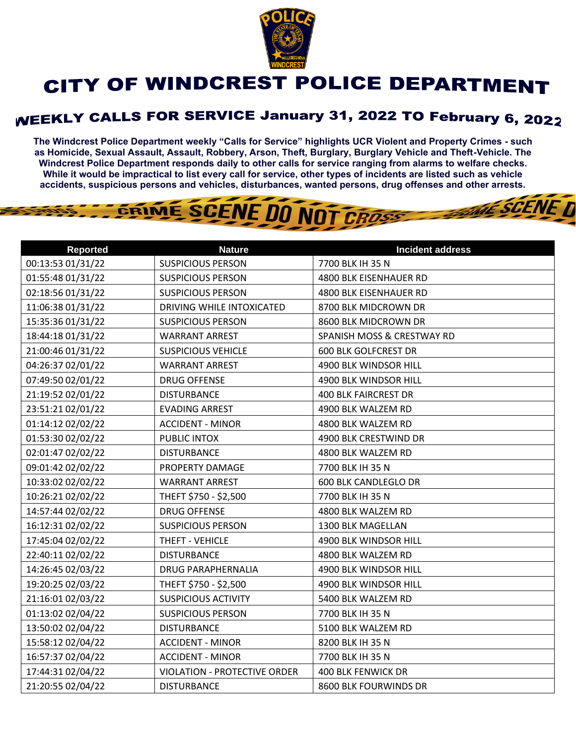# CITY OF WINDCREST POLICE DEPARTMENT

## WEEKLY CALLS FOR SERVICE January 31, 2022 TO February 6, 2022

**The Windcrest Police Department weekly "Calls for Service" highlights UCR Violent and Property Crimes - such as Homicide, Sexual Assault, Assault, Robbery, Arson, Theft, Burglary, Burglary Vehicle and Theft-Vehicle. The Windcrest Police Department responds daily to other calls for service ranging from alarms to welfare checks. While it would be impractical to list every call for service, other types of incidents are listed such as vehicle accidents, suspicious persons and vehicles, disturbances, wanted persons, drug offenses and other arrests.**

| Reported | Nature | Incident address |
|---|---|---|
| 00:13:53 01/31/22 | SUSPICIOUS PERSON | 7700 BLK IH 35 N |
| 01:55:48 01/31/22 | SUSPICIOUS PERSON | 4800 BLK EISENHAUER RD |
| 02:18:56 01/31/22 | SUSPICIOUS PERSON | 4800 BLK EISENHAUER RD |
| 11:06:38 01/31/22 | DRIVING WHILE INTOXICATED | 8700 BLK MIDCROWN DR |
| 15:35:36 01/31/22 | SUSPICIOUS PERSON | 8600 BLK MIDCROWN DR |
| 18:44:18 01/31/22 | WARRANT ARREST | SPANISH MOSS & CRESTWAY RD |
| 21:00:46 01/31/22 | SUSPICIOUS VEHICLE | 600 BLK GOLFCREST DR |
| 04:26:37 02/01/22 | WARRANT ARREST | 4900 BLK WINDSOR HILL |
| 07:49:50 02/01/22 | DRUG OFFENSE | 4900 BLK WINDSOR HILL |
| 21:19:52 02/01/22 | DISTURBANCE | 400 BLK FAIRCREST DR |
| 23:51:21 02/01/22 | EVADING ARREST | 4900 BLK WALZEM RD |
| 01:14:12 02/02/22 | ACCIDENT - MINOR | 4800 BLK WALZEM RD |
| 01:53:30 02/02/22 | PUBLIC INTOX | 4900 BLK CRESTWIND DR |
| 02:01:47 02/02/22 | DISTURBANCE | 4800 BLK WALZEM RD |
| 09:01:42 02/02/22 | PROPERTY DAMAGE | 7700 BLK IH 35 N |
| 10:33:02 02/02/22 | WARRANT ARREST | 600 BLK CANDLEGLO DR |
| 10:26:21 02/02/22 | THEFT $750 - $2,500 | 7700 BLK IH 35 N |
| 14:57:44 02/02/22 | DRUG OFFENSE | 4800 BLK WALZEM RD |
| 16:12:31 02/02/22 | SUSPICIOUS PERSON | 1300 BLK MAGELLAN |
| 17:45:04 02/02/22 | THEFT - VEHICLE | 4900 BLK WINDSOR HILL |
| 22:40:11 02/02/22 | DISTURBANCE | 4800 BLK WALZEM RD |
| 14:26:45 02/03/22 | DRUG PARAPHERNALIA | 4900 BLK WINDSOR HILL |
| 19:20:25 02/03/22 | THEFT $750 - $2,500 | 4900 BLK WINDSOR HILL |
| 21:16:01 02/03/22 | SUSPICIOUS ACTIVITY | 5400 BLK WALZEM RD |
| 01:13:02 02/04/22 | SUSPICIOUS PERSON | 7700 BLK IH 35 N |
| 13:50:02 02/04/22 | DISTURBANCE | 5100 BLK WALZEM RD |
| 15:58:12 02/04/22 | ACCIDENT - MINOR | 8200 BLK IH 35 N |
| 16:57:37 02/04/22 | ACCIDENT - MINOR | 7700 BLK IH 35 N |
| 17:44:31 02/04/22 | VIOLATION - PROTECTIVE ORDER | 400 BLK FENWICK DR |
| 21:20:55 02/04/22 | DISTURBANCE | 8600 BLK FOURWINDS DR |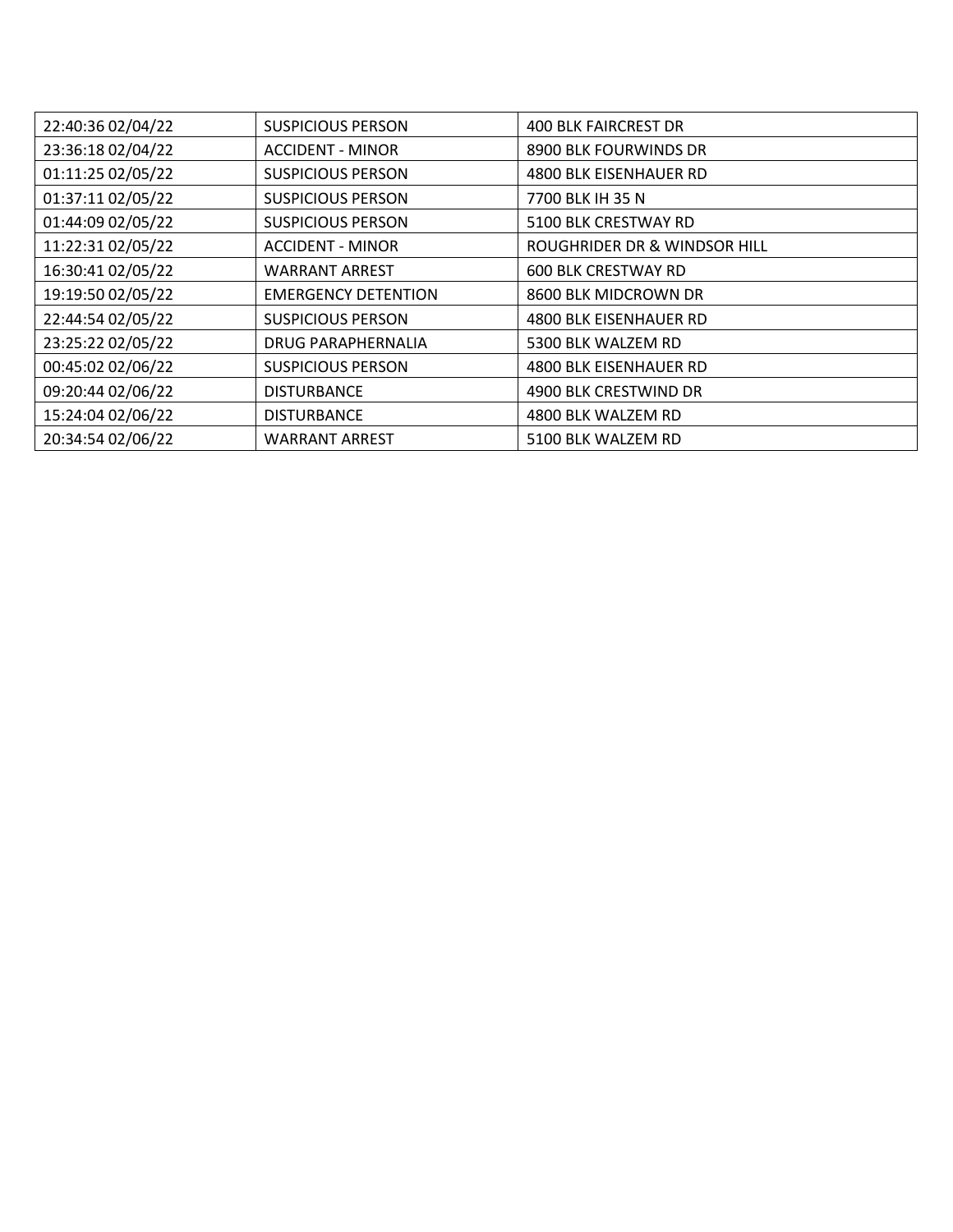| | | |
|---|---|---|
| 22:40:36 02/04/22 | SUSPICIOUS PERSON | 400 BLK FAIRCREST DR |
| 23:36:18 02/04/22 | ACCIDENT - MINOR | 8900 BLK FOURWINDS DR |
| 01:11:25 02/05/22 | SUSPICIOUS PERSON | 4800 BLK EISENHAUER RD |
| 01:37:11 02/05/22 | SUSPICIOUS PERSON | 7700 BLK IH 35 N |
| 01:44:09 02/05/22 | SUSPICIOUS PERSON | 5100 BLK CRESTWAY RD |
| 11:22:31 02/05/22 | ACCIDENT - MINOR | ROUGHRIDER DR & WINDSOR HILL |
| 16:30:41 02/05/22 | WARRANT ARREST | 600 BLK CRESTWAY RD |
| 19:19:50 02/05/22 | EMERGENCY DETENTION | 8600 BLK MIDCROWN DR |
| 22:44:54 02/05/22 | SUSPICIOUS PERSON | 4800 BLK EISENHAUER RD |
| 23:25:22 02/05/22 | DRUG PARAPHERNALIA | 5300 BLK WALZEM RD |
| 00:45:02 02/06/22 | SUSPICIOUS PERSON | 4800 BLK EISENHAUER RD |
| 09:20:44 02/06/22 | DISTURBANCE | 4900 BLK CRESTWIND DR |
| 15:24:04 02/06/22 | DISTURBANCE | 4800 BLK WALZEM RD |
| 20:34:54 02/06/22 | WARRANT ARREST | 5100 BLK WALZEM RD |